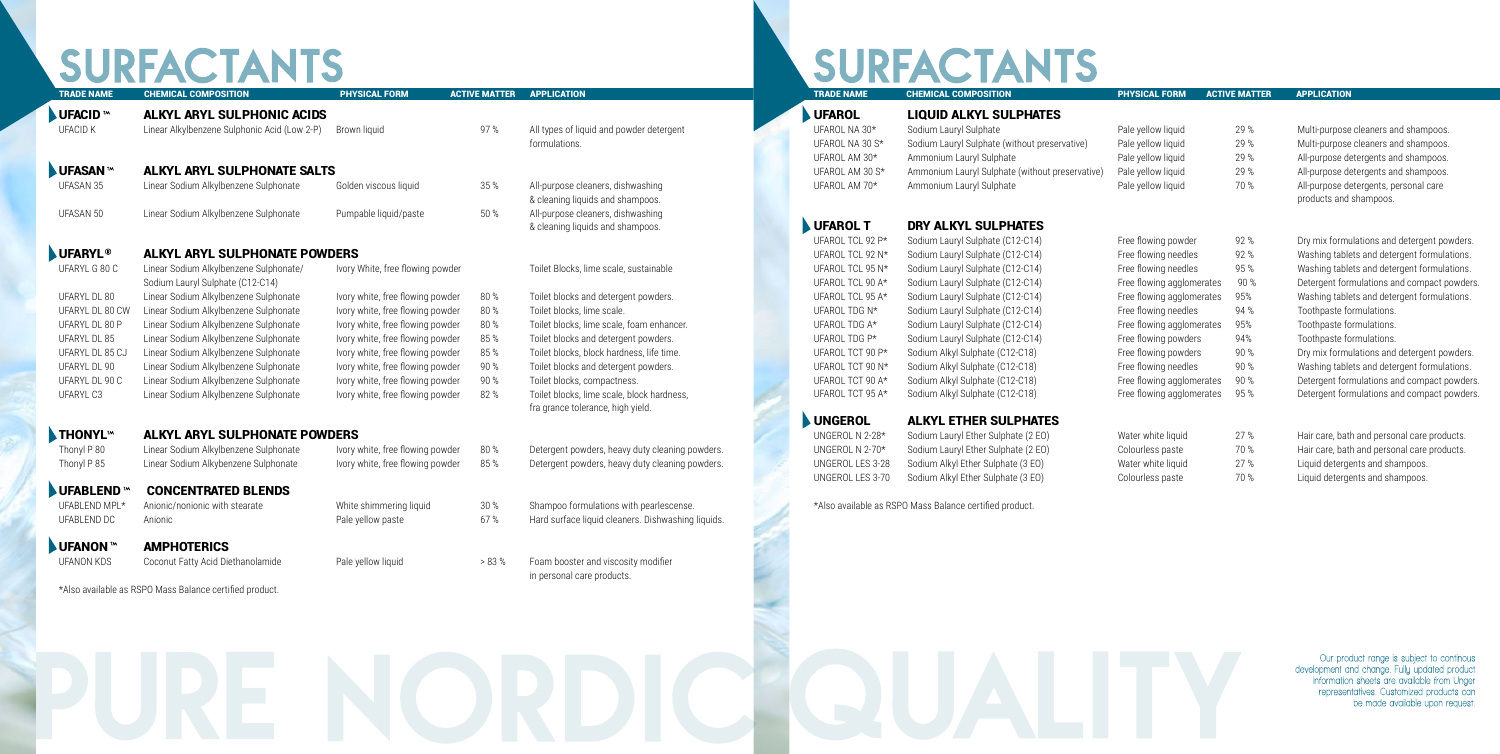# SURFACTANTS

| TRADE NAME | CHEMICAL COMPOSITION | PHYSICAL FORM | ACTIVE MATTER | APPLICATION |
|---|---|---|---|---|
| **UFACID ™** | **ALKYL ARYL SULPHONIC ACIDS** | | | |
| UFACID K | Linear Alkylbenzene Sulphonic Acid (Low 2-P) | Brown liquid | 97 % | All types of liquid and powder detergent formulations. |
| **UFASAN ™** | **ALKYL ARYL SULPHONATE SALTS** | | | |
| UFASAN 35 | Linear Sodium Alkylbenzene Sulphonate | Golden viscous liquid | 35 % | All-purpose cleaners, dishwashing & cleaning liquids and shampoos. |
| UFASAN 50 | Linear Sodium Alkylbenzene Sulphonate | Pumpable liquid/paste | 50 % | All-purpose cleaners, dishwashing & cleaning liquids and shampoos. |
| **UFARYL ®** | **ALKYL ARYL SULPHONATE POWDERS** | | | |
| UFARYL G 80 C | Linear Sodium Alkylbenzene Sulphonate/ Sodium Lauryl Sulphate (C12-C14) | Ivory White, free flowing powder | | Toilet Blocks, lime scale, sustainable |
| UFARYL DL 80 | Linear Sodium Alkylbenzene Sulphonate | Ivory white, free flowing powder | 80 % | Toilet blocks and detergent powders. |
| UFARYL DL 80 CW | Linear Sodium Alkylbenzene Sulphonate | Ivory white, free flowing powder | 80 % | Toilet blocks, lime scale. |
| UFARYL DL 80 P | Linear Sodium Alkylbenzene Sulphonate | Ivory white, free flowing powder | 80 % | Toilet blocks, lime scale, foam enhancer. |
| UFARYL DL 85 | Linear Sodium Alkylbenzene Sulphonate | Ivory white, free flowing powder | 85 % | Toilet blocks and detergent powders. |
| UFARYL DL 85 CJ | Linear Sodium Alkylbenzene Sulphonate | Ivory white, free flowing powder | 85 % | Toilet blocks, block hardness, life time. |
| UFARYL DL 90 | Linear Sodium Alkylbenzene Sulphonate | Ivory white, free flowing powder | 90 % | Toilet blocks and detergent powders. |
| UFARYL DL 90 C | Linear Sodium Alkylbenzene Sulphonate | Ivory white, free flowing powder | 90 % | Toilet blocks, compactness. |
| UFARYL C3 | Linear Sodium Alkylbenzene Sulphonate | Ivory white, free flowing powder | 82 % | Toilet blocks, lime scale, block hardness, fra grance tolerance, high yield. |
| **THONYL™** | **ALKYL ARYL SULPHONATE POWDERS** | | | |
| Thonyl P 80 | Linear Sodium Alkylbenzene Sulphonate | Ivory white, free flowing powder | 80 % | Detergent powders, heavy duty cleaning powders. |
| Thonyl P 85 | Linear Sodium Alkybenzene Sulphonate | Ivory white, free flowing powder | 85 % | Detergent powders, heavy duty cleaning powders. |
| **UFABLEND ™** | **CONCENTRATED BLENDS** | | | |
| UFABLEND MPL* | Anionic/nonionic with stearate | White shimmering liquid | 30 % | Shampoo formulations with pearlescense. |
| UFABLEND DC | Anionic | Pale yellow paste | 67 % | Hard surface liquid cleaners. Dishwashing liquids. |
| **UFANON ™** | **AMPHOTERICS** | | | |
| UFANON KDS | Coconut Fatty Acid Diethanolamide | Pale yellow liquid | > 83 % | Foam booster and viscosity modifier in personal care products. |

*Also available as RSPO Mass Balance certified product.

# SURFACTANTS

| TRADE NAME | CHEMICAL COMPOSITION | PHYSICAL FORM | ACTIVE MATTER | APPLICATION |
|---|---|---|---|---|
| **UFAROL** | **LIQUID ALKYL SULPHATES** | | | |
| UFAROL NA 30* | Sodium Lauryl Sulphate | Pale yellow liquid | 29 % | Multi-purpose cleaners and shampoos. |
| UFAROL NA 30 S* | Sodium Lauryl Sulphate (without preservative) | Pale yellow liquid | 29 % | Multi-purpose cleaners and shampoos. |
| UFAROL AM 30* | Ammonium Lauryl Sulphate | Pale yellow liquid | 29 % | All-purpose detergents and shampoos. |
| UFAROL AM 30 S* | Ammonium Lauryl Sulphate (without preservative) | Pale yellow liquid | 29 % | All-purpose detergents and shampoos. |
| UFAROL AM 70* | Ammonium Lauryl Sulphate | Pale yellow liquid | 70 % | All-purpose detergents, personal care products and shampoos. |
| **UFAROL T** | **DRY ALKYL SULPHATES** | | | |
| UFAROL TCL 92 P* | Sodium Lauryl Sulphate (C12-C14) | Free flowing powder | 92 % | Dry mix formulations and detergent powders. |
| UFAROL TCL 92 N* | Sodium Lauryl Sulphate (C12-C14) | Free flowing needles | 92 % | Washing tablets and detergent formulations. |
| UFAROL TCL 95 N* | Sodium Lauryl Sulphate (C12-C14) | Free flowing needles | 95 % | Washing tablets and detergent formulations. |
| UFAROL TCL 90 A* | Sodium Lauryl Sulphate (C12-C14) | Free flowing agglomerates | 90 % | Detergent formulations and compact powders. |
| UFAROL TCL 95 A* | Sodium Lauryl Sulphate (C12-C14) | Free flowing agglomerates | 95% | Washing tablets and detergent formulations. |
| UFAROL TDG N* | Sodium Lauryl Sulphate (C12-C14) | Free flowing needles | 94 % | Toothpaste formulations. |
| UFAROL TDG A* | Sodium Lauryl Sulphate (C12-C14) | Free flowing agglomerates | 95% | Toothpaste formulations. |
| UFAROL TDG P* | Sodium Lauryl Sulphate (C12-C14) | Free flowing powders | 94% | Toothpaste formulations. |
| UFAROL TCT 90 P* | Sodium Alkyl Sulphate (C12-C18) | Free flowing powders | 90 % | Dry mix formulations and detergent powders. |
| UFAROL TCT 90 N* | Sodium Alkyl Sulphate (C12-C18) | Free flowing needles | 90 % | Washing tablets and detergent formulations. |
| UFAROL TCT 90 A* | Sodium Alkyl Sulphate (C12-C18) | Free flowing agglomerates | 90 % | Detergent formulations and compact powders. |
| UFAROL TCT 95 A* | Sodium Alkyl Sulphate (C12-C18) | Free flowing agglomerates | 95 % | Detergent formulations and compact powders. |
| **UNGEROL** | **ALKYL ETHER SULPHATES** | | | |
| UNGEROL N 2-28* | Sodium Lauryl Ether Sulphate (2 EO) | Water white liquid | 27 % | Hair care, bath and personal care products. |
| UNGEROL N 2-70* | Sodium Lauryl Ether Sulphate (2 EO) | Colourless paste | 70 % | Hair care, bath and personal care products. |
| UNGEROL LES 3-28 | Sodium Alkyl Ether Sulphate (3 EO) | Water white liquid | 27 % | Liquid detergents and shampoos. |
| UNGEROL LES 3-70 | Sodium Alkyl Ether Sulphate (3 EO) | Colourless paste | 70 % | Liquid detergents and shampoos. |

*Also available as RSPO Mass Balance certified product.

PURE NORDIC QUALITY

Our product range is subject to continous development and change. Fully updated product information sheets are available from Unger representatives. Customized products can be made available upon request.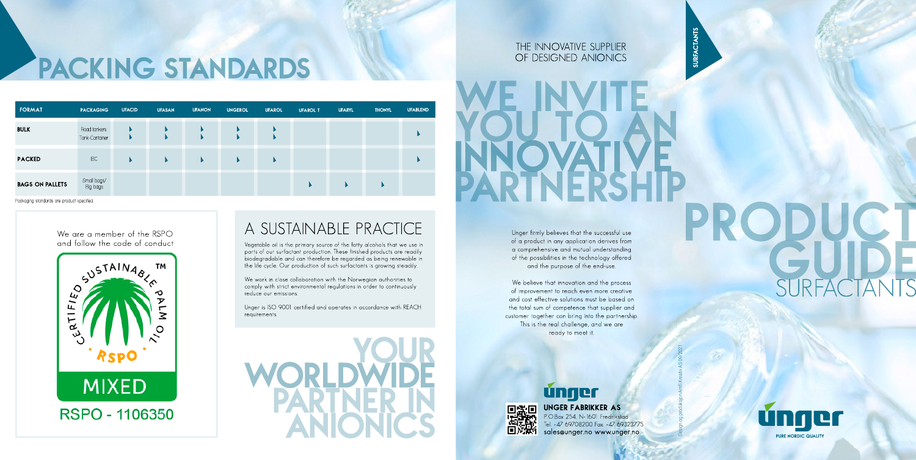# PACKING STANDARDS

| FORMAT | PACKAGING | UFACID | UFASAN | UFANON | UNGEROL | UFAROL | UFAROL T | UFARYL | THONYL | UFABLEND |
|---|---|---|---|---|---|---|---|---|---|---|
| **BULK** | Road tankers<br>Tank-Container | ▶<br>▶ | ▶<br>▶ | ▶<br>▶ | ▶<br>▶ | ▶<br>▶ | | | | ▶ |
| **PACKED** | IBC | ▶ | ▶ | ▶ | ▶ | ▶ | | | | ▶ |
| **BAGS ON PALLETS** | Small bags/<br>Big bags | | | | | | ▶ | ▶ | ▶ | |

Packaging standards are product specified.

We are a member of the RSPO and follow the code of conduct

CERTIFIED SUSTAINABLE PALM OIL ™

RSPO

MIXED

RSPO - 1106350

## A SUSTAINABLE PRACTICE

Vegetable oil is the primary source of the fatty alcohols that we use in parts of our surfactant production. These finished products are readily biodegradable and can therefore be regarded as being renewable in the life cycle. Our production of such surfactants is growing steadily.

We work in close collaboration with the Norwegian authorities to comply with strict environmental regulations in order to continuously reduce our emissions.

Unger is ISO 9001 certified and operates in accordance with REACH requirements.

# YOUR WORLDWIDE PARTNER IN ANIONICS

THE INNOVATIVE SUPPLIER OF DESIGNED ANIONICS

SURFACTANTS

# WE INVITE YOU TO AN INNOVATIVE PARTNERSHIP

Unger firmly believes that the successful use of a product in any application derives from a comprehensive and mutual understanding of the possibilities in the technology offered and the purpose of the end-use.

We believe that innovation and the process of improvement to reach even more creative and cost effective solutions must be based on the total sum of competence that supplier and customer together can bring into the partnership. This is the real challenge, and we are ready to meet it.

unger

**UNGER FABRIKKER AS**
P.O.Box 254, N-1601 Fredrikstad
Tel. +47 69708200 Fax. +47 69323775
sales@unger.no www.unger.no

Design og produksjon Amfi Kreativ AS 09/2021

# PRODUCT GUIDE
SURFACTANTS

unger
PURE NORDIC QUALITY